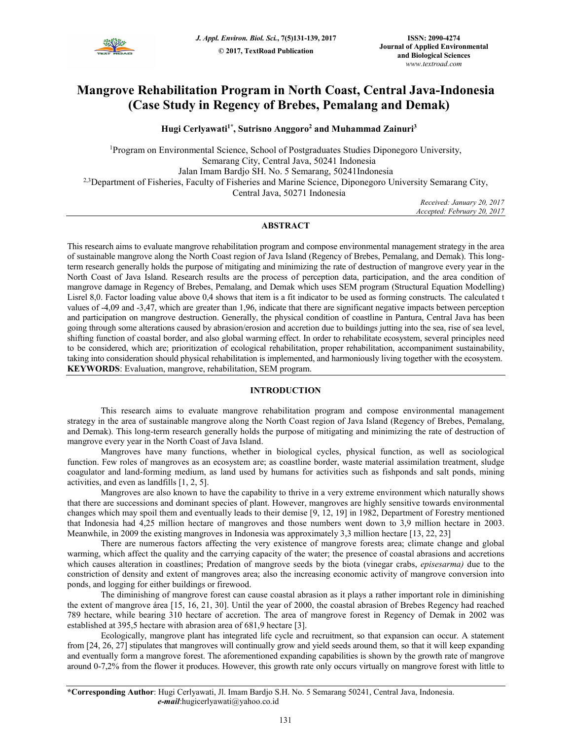# Mangrove Rehabilitation Program in North Coast, Central Java-Indonesia (Case Study in Regency of Brebes, Pemalang and Demak)

**Hugi Cerlyawati[1*], Sutrisno Anggoro[2] and Muhammad Zainuri[3]**

[1]Program on Environmental Science, School of Postgraduates Studies Diponegoro University, Semarang City, Central Java, 50241 Indonesia
Jalan Imam Bardjo SH. No. 5 Semarang, 50241Indonesia
[2,3]Department of Fisheries, Faculty of Fisheries and Marine Science, Diponegoro University Semarang City, Central Java, 50271 Indonesia

*Received: January 20, 2017*
*Accepted: February 20, 2017*

## ABSTRACT

This research aims to evaluate mangrove rehabilitation program and compose environmental management strategy in the area of sustainable mangrove along the North Coast region of Java Island (Regency of Brebes, Pemalang, and Demak). This long-term research generally holds the purpose of mitigating and minimizing the rate of destruction of mangrove every year in the North Coast of Java Island. Research results are the process of perception data, participation, and the area condition of mangrove damage in Regency of Brebes, Pemalang, and Demak which uses SEM program (Structural Equation Modelling) Lisrel 8,0. Factor loading value above 0,4 shows that item is a fit indicator to be used as forming constructs. The calculated t values of -4,09 and -3,47, which are greater than 1,96, indicate that there are significant negative impacts between perception and participation on mangrove destruction. Generally, the physical condition of coastline in Pantura, Central Java has been going through some alterations caused by abrasion/erosion and accretion due to buildings jutting into the sea, rise of sea level, shifting function of coastal border, and also global warming effect. In order to rehabilitate ecosystem, several principles need to be considered, which are; prioritization of ecological rehabilitation, proper rehabilitation, accompaniment sustainability, taking into consideration should physical rehabilitation is implemented, and harmoniously living together with the ecosystem.

**KEYWORDS**: Evaluation, mangrove, rehabilitation, SEM program.

## INTRODUCTION

This research aims to evaluate mangrove rehabilitation program and compose environmental management strategy in the area of sustainable mangrove along the North Coast region of Java Island (Regency of Brebes, Pemalang, and Demak). This long-term research generally holds the purpose of mitigating and minimizing the rate of destruction of mangrove every year in the North Coast of Java Island.

Mangroves have many functions, whether in biological cycles, physical function, as well as sociological function. Few roles of mangroves as an ecosystem are; as coastline border, waste material assimilation treatment, sludge coagulator and land-forming medium, as land used by humans for activities such as fishponds and salt ponds, mining activities, and even as landfills [1, 2, 5].

Mangroves are also known to have the capability to thrive in a very extreme environment which naturally shows that there are successions and dominant species of plant. However, mangroves are highly sensitive towards environmental changes which may spoil them and eventually leads to their demise [9, 12, 19] in 1982, Department of Forestry mentioned that Indonesia had 4,25 million hectare of mangroves and those numbers went down to 3,9 million hectare in 2003. Meanwhile, in 2009 the existing mangroves in Indonesia was approximately 3,3 million hectare [13, 22, 23]

There are numerous factors affecting the very existence of mangrove forests area; climate change and global warming, which affect the quality and the carrying capacity of the water; the presence of coastal abrasions and accretions which causes alteration in coastlines; Predation of mangrove seeds by the biota (vinegar crabs, *episesarma)* due to the constriction of density and extent of mangroves area; also the increasing economic activity of mangrove conversion into ponds, and logging for either buildings or firewood.

The diminishing of mangrove forest can cause coastal abrasion as it plays a rather important role in diminishing the extent of mangrove área [15, 16, 21, 30]. Until the year of 2000, the coastal abrasion of Brebes Regency had reached 789 hectare, while bearing 310 hectare of accretion. The area of mangrove forest in Regency of Demak in 2002 was established at 395,5 hectare with abrasion area of 681,9 hectare [3].

Ecologically, mangrove plant has integrated life cycle and recruitment, so that expansion can occur. A statement from [24, 26, 27] stipulates that mangroves will continually grow and yield seeds around them, so that it will keep expanding and eventually form a mangrove forest. The aforementioned expanding capabilities is shown by the growth rate of mangrove around 0-7,2% from the flower it produces. However, this growth rate only occurs virtually on mangrove forest with little to

---

***Corresponding Author**: Hugi Cerlyawati, Jl. Imam Bardjo S.H. No. 5 Semarang 50241, Central Java, Indonesia.
***e-mail***:hugicerlyawati@yahoo.co.id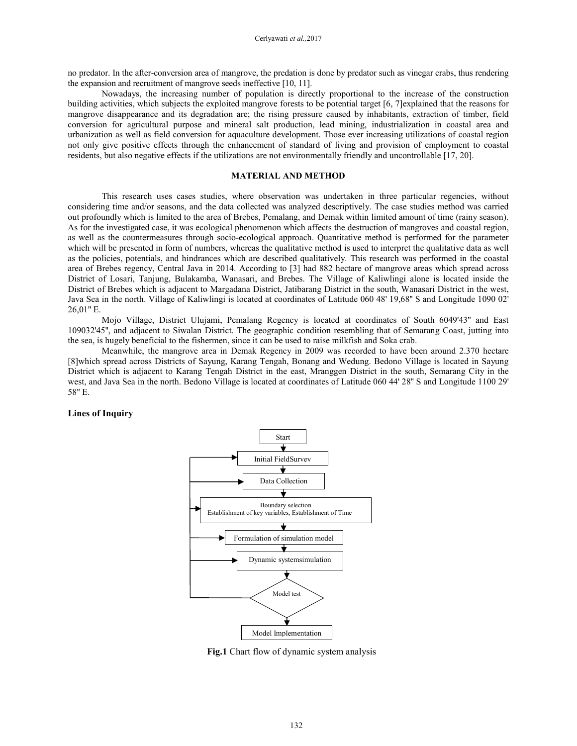no predator. In the after-conversion area of mangrove, the predation is done by predator such as vinegar crabs, thus rendering the expansion and recruitment of mangrove seeds ineffective [10, 11].

Nowadays, the increasing number of population is directly proportional to the increase of the construction building activities, which subjects the exploited mangrove forests to be potential target [6, 7]explained that the reasons for mangrove disappearance and its degradation are; the rising pressure caused by inhabitants, extraction of timber, field conversion for agricultural purpose and mineral salt production, lead mining, industrialization in coastal area and urbanization as well as field conversion for aquaculture development. Those ever increasing utilizations of coastal region not only give positive effects through the enhancement of standard of living and provision of employment to coastal residents, but also negative effects if the utilizations are not environmentally friendly and uncontrollable [17, 20].

## MATERIAL AND METHOD

This research uses cases studies, where observation was undertaken in three particular regencies, without considering time and/or seasons, and the data collected was analyzed descriptively. The case studies method was carried out profoundly which is limited to the area of Brebes, Pemalang, and Demak within limited amount of time (rainy season). As for the investigated case, it was ecological phenomenon which affects the destruction of mangroves and coastal region, as well as the countermeasures through socio-ecological approach. Quantitative method is performed for the parameter which will be presented in form of numbers, whereas the qualitative method is used to interpret the qualitative data as well as the policies, potentials, and hindrances which are described qualitatively. This research was performed in the coastal area of Brebes regency, Central Java in 2014. According to [3] had 882 hectare of mangrove areas which spread across District of Losari, Tanjung, Bulakamba, Wanasari, and Brebes. The Village of Kaliwlingi alone is located inside the District of Brebes which is adjacent to Margadana District, Jatibarang District in the south, Wanasari District in the west, Java Sea in the north. Village of Kaliwlingi is located at coordinates of Latitude 060 48' 19,68" S and Longitude 1090 02' 26,01" E.

Mojo Village, District Ulujami, Pemalang Regency is located at coordinates of South 6049'43" and East 109032'45", and adjacent to Siwalan District. The geographic condition resembling that of Semarang Coast, jutting into the sea, is hugely beneficial to the fishermen, since it can be used to raise milkfish and Soka crab.

Meanwhile, the mangrove area in Demak Regency in 2009 was recorded to have been around 2.370 hectare [8]which spread across Districts of Sayung, Karang Tengah, Bonang and Wedung. Bedono Village is located in Sayung District which is adjacent to Karang Tengah District in the east, Mranggen District in the south, Semarang City in the west, and Java Sea in the north. Bedono Village is located at coordinates of Latitude 060 44' 28" S and Longitude 1100 29' 58" E.

### Lines of Inquiry

Start → Initial FieldSurvey → Data Collection → Boundary selection, Establishment of key variables, Establishment of Time → Formulation of simulation model → Dynamic systemsimulation → Model test → Model Implementation

**Fig.1** Chart flow of dynamic system analysis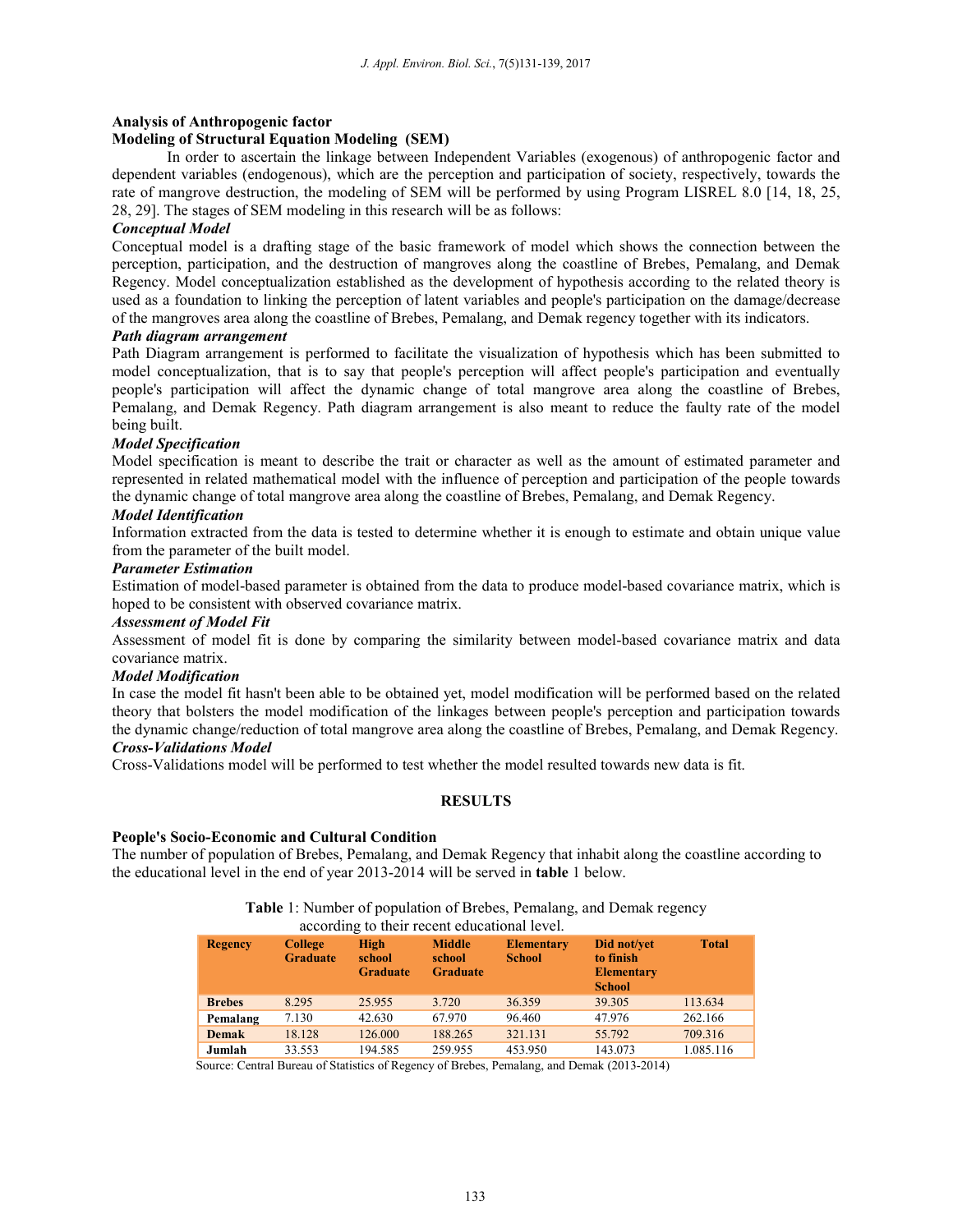### Analysis of Anthropogenic factor

### Modeling of Structural Equation Modeling (SEM)

In order to ascertain the linkage between Independent Variables (exogenous) of anthropogenic factor and dependent variables (endogenous), which are the perception and participation of society, respectively, towards the rate of mangrove destruction, the modeling of SEM will be performed by using Program LISREL 8.0 [14, 18, 25, 28, 29]. The stages of SEM modeling in this research will be as follows:

***Conceptual Model***

Conceptual model is a drafting stage of the basic framework of model which shows the connection between the perception, participation, and the destruction of mangroves along the coastline of Brebes, Pemalang, and Demak Regency. Model conceptualization established as the development of hypothesis according to the related theory is used as a foundation to linking the perception of latent variables and people's participation on the damage/decrease of the mangroves area along the coastline of Brebes, Pemalang, and Demak regency together with its indicators.

***Path diagram arrangement***

Path Diagram arrangement is performed to facilitate the visualization of hypothesis which has been submitted to model conceptualization, that is to say that people's perception will affect people's participation and eventually people's participation will affect the dynamic change of total mangrove area along the coastline of Brebes, Pemalang, and Demak Regency. Path diagram arrangement is also meant to reduce the faulty rate of the model being built.

***Model Specification***

Model specification is meant to describe the trait or character as well as the amount of estimated parameter and represented in related mathematical model with the influence of perception and participation of the people towards the dynamic change of total mangrove area along the coastline of Brebes, Pemalang, and Demak Regency.

***Model Identification***

Information extracted from the data is tested to determine whether it is enough to estimate and obtain unique value from the parameter of the built model.

***Parameter Estimation***

Estimation of model-based parameter is obtained from the data to produce model-based covariance matrix, which is hoped to be consistent with observed covariance matrix.

***Assessment of Model Fit***

Assessment of model fit is done by comparing the similarity between model-based covariance matrix and data covariance matrix.

***Model Modification***

In case the model fit hasn't been able to be obtained yet, model modification will be performed based on the related theory that bolsters the model modification of the linkages between people's perception and participation towards the dynamic change/reduction of total mangrove area along the coastline of Brebes, Pemalang, and Demak Regency.

***Cross-Validations Model***

Cross-Validations model will be performed to test whether the model resulted towards new data is fit.

## RESULTS

### People's Socio-Economic and Cultural Condition

The number of population of Brebes, Pemalang, and Demak Regency that inhabit along the coastline according to the educational level in the end of year 2013-2014 will be served in **table** 1 below.

**Table** 1: Number of population of Brebes, Pemalang, and Demak regency according to their recent educational level.

| Regency | College Graduate | High school Graduate | Middle school Graduate | Elementary School | Did not/yet to finish Elementary School | Total |
|---|---|---|---|---|---|---|
| **Brebes** | 8.295 | 25.955 | 3.720 | 36.359 | 39.305 | 113.634 |
| **Pemalang** | 7.130 | 42.630 | 67.970 | 96.460 | 47.976 | 262.166 |
| **Demak** | 18.128 | 126.000 | 188.265 | 321.131 | 55.792 | 709.316 |
| **Jumlah** | 33.553 | 194.585 | 259.955 | 453.950 | 143.073 | 1.085.116 |

Source: Central Bureau of Statistics of Regency of Brebes, Pemalang, and Demak (2013-2014)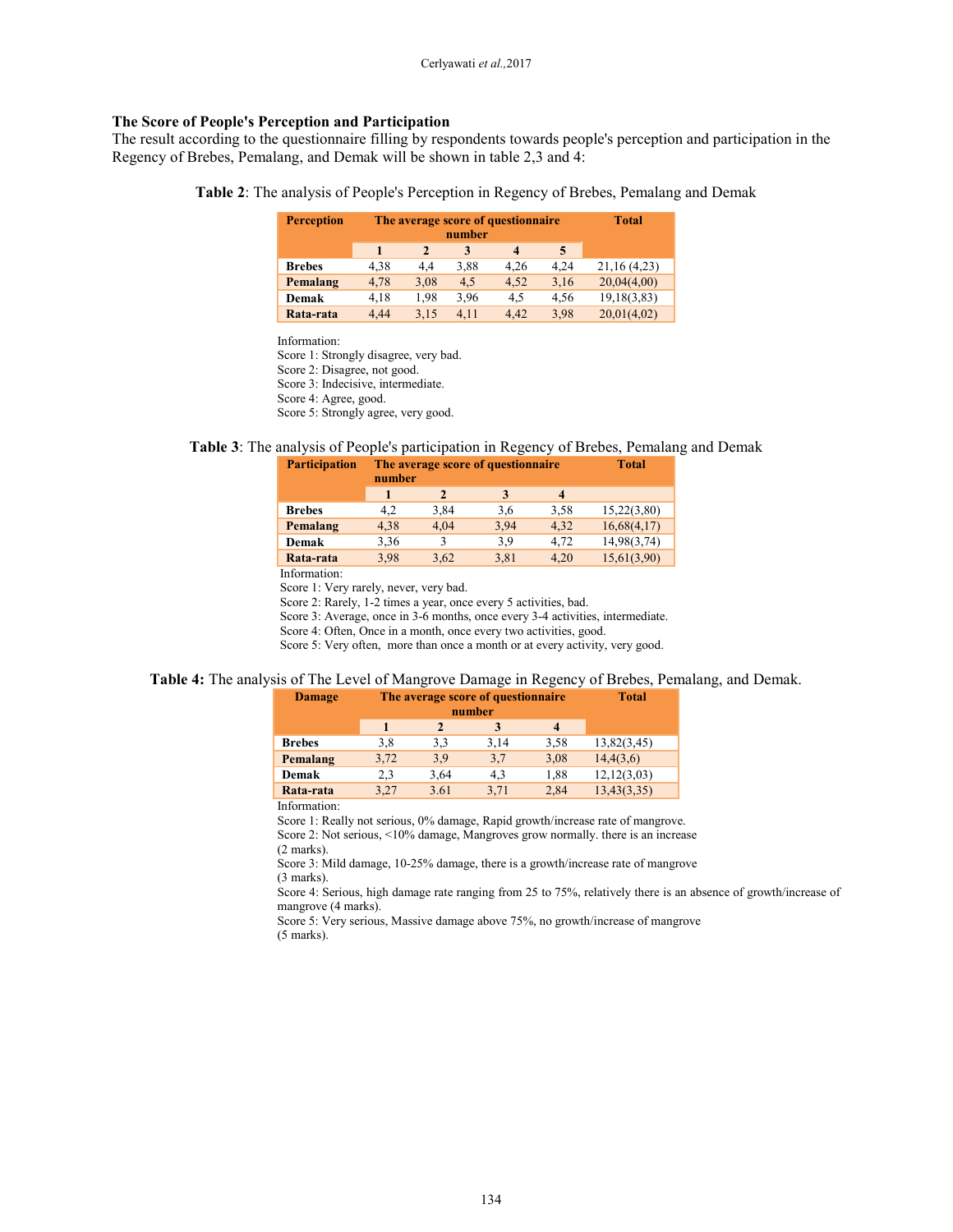### The Score of People's Perception and Participation

The result according to the questionnaire filling by respondents towards people's perception and participation in the Regency of Brebes, Pemalang, and Demak will be shown in table 2,3 and 4:

**Table 2**: The analysis of People's Perception in Regency of Brebes, Pemalang and Demak

| Perception | The average score of questionnaire number | | | | | Total |
|---|---|---|---|---|---|---|
| | 1 | 2 | 3 | 4 | 5 | |
| **Brebes** | 4,38 | 4,4 | 3,88 | 4,26 | 4,24 | 21,16 (4,23) |
| **Pemalang** | 4,78 | 3,08 | 4,5 | 4,52 | 3,16 | 20,04(4,00) |
| **Demak** | 4,18 | 1,98 | 3,96 | 4,5 | 4,56 | 19,18(3,83) |
| **Rata-rata** | 4,44 | 3,15 | 4,11 | 4,42 | 3,98 | 20,01(4,02) |

Information:
Score 1: Strongly disagree, very bad.
Score 2: Disagree, not good.
Score 3: Indecisive, intermediate.
Score 4: Agree, good.
Score 5: Strongly agree, very good.

**Table 3**: The analysis of People's participation in Regency of Brebes, Pemalang and Demak

| Participation | The average score of questionnaire number | | | | Total |
|---|---|---|---|---|---|
| | 1 | 2 | 3 | 4 | |
| **Brebes** | 4,2 | 3,84 | 3,6 | 3,58 | 15,22(3,80) |
| **Pemalang** | 4,38 | 4,04 | 3,94 | 4,32 | 16,68(4,17) |
| **Demak** | 3,36 | 3 | 3,9 | 4,72 | 14,98(3,74) |
| **Rata-rata** | 3,98 | 3,62 | 3,81 | 4,20 | 15,61(3,90) |

Information:
Score 1: Very rarely, never, very bad.
Score 2: Rarely, 1-2 times a year, once every 5 activities, bad.
Score 3: Average, once in 3-6 months, once every 3-4 activities, intermediate.
Score 4: Often, Once in a month, once every two activities, good.
Score 5: Very often, more than once a month or at every activity, very good.

**Table 4:** The analysis of The Level of Mangrove Damage in Regency of Brebes, Pemalang, and Demak.

| Damage | The average score of questionnaire number | | | | Total |
|---|---|---|---|---|---|
| | 1 | 2 | 3 | 4 | |
| **Brebes** | 3,8 | 3,3 | 3,14 | 3,58 | 13,82(3,45) |
| **Pemalang** | 3,72 | 3,9 | 3,7 | 3,08 | 14,4(3,6) |
| **Demak** | 2,3 | 3,64 | 4,3 | 1,88 | 12,12(3,03) |
| **Rata-rata** | 3,27 | 3.61 | 3,71 | 2,84 | 13,43(3,35) |

Information:
Score 1: Really not serious, 0% damage, Rapid growth/increase rate of mangrove.
Score 2: Not serious, <10% damage, Mangroves grow normally. there is an increase (2 marks).
Score 3: Mild damage, 10-25% damage, there is a growth/increase rate of mangrove (3 marks).
Score 4: Serious, high damage rate ranging from 25 to 75%, relatively there is an absence of growth/increase of mangrove (4 marks).
Score 5: Very serious, Massive damage above 75%, no growth/increase of mangrove (5 marks).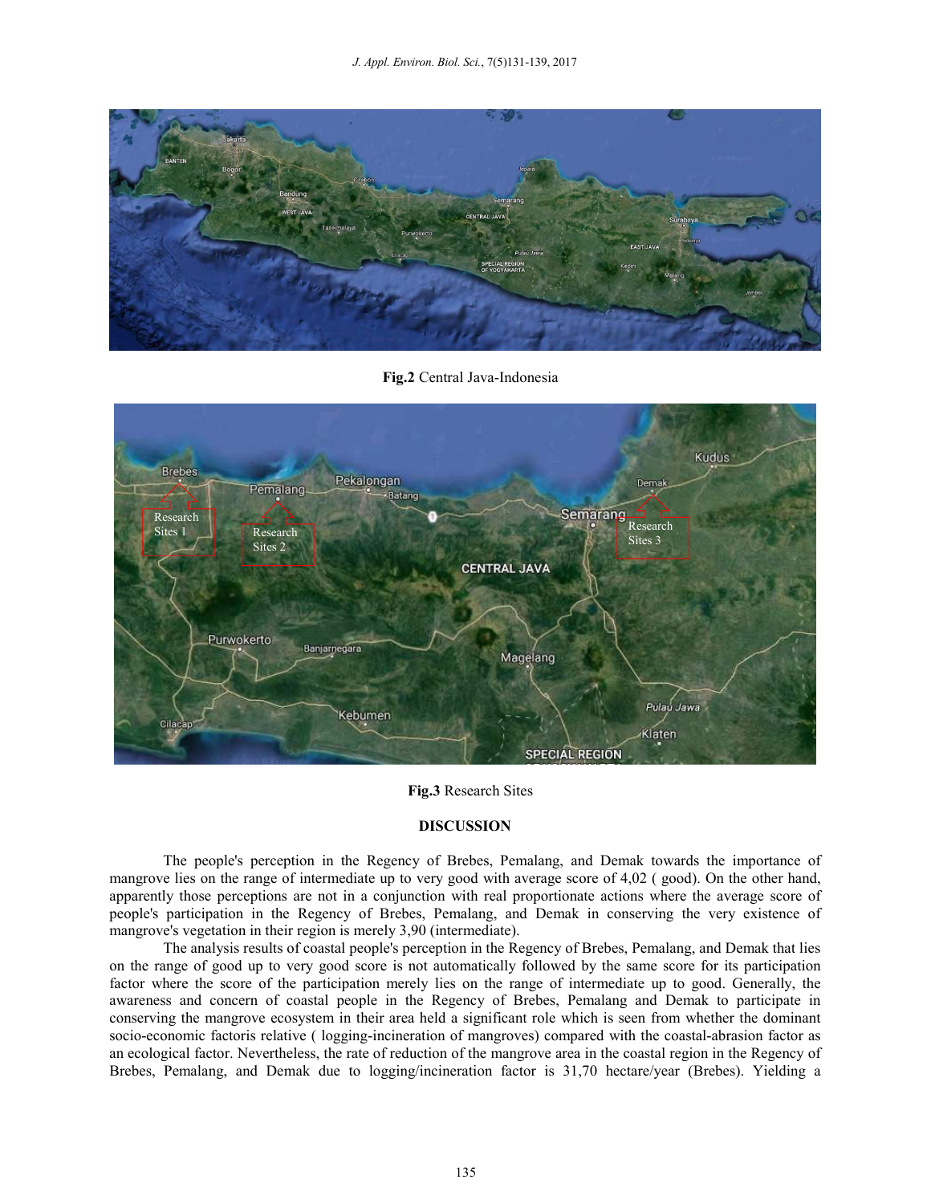**Fig.2** Central Java-Indonesia

**Fig.3** Research Sites

## DISCUSSION

The people's perception in the Regency of Brebes, Pemalang, and Demak towards the importance of mangrove lies on the range of intermediate up to very good with average score of 4,02 ( good). On the other hand, apparently those perceptions are not in a conjunction with real proportionate actions where the average score of people's participation in the Regency of Brebes, Pemalang, and Demak in conserving the very existence of mangrove's vegetation in their region is merely 3,90 (intermediate).

The analysis results of coastal people's perception in the Regency of Brebes, Pemalang, and Demak that lies on the range of good up to very good score is not automatically followed by the same score for its participation factor where the score of the participation merely lies on the range of intermediate up to good. Generally, the awareness and concern of coastal people in the Regency of Brebes, Pemalang and Demak to participate in conserving the mangrove ecosystem in their area held a significant role which is seen from whether the dominant socio-economic factoris relative ( logging-incineration of mangroves) compared with the coastal-abrasion factor as an ecological factor. Nevertheless, the rate of reduction of the mangrove area in the coastal region in the Regency of Brebes, Pemalang, and Demak due to logging/incineration factor is 31,70 hectare/year (Brebes). Yielding a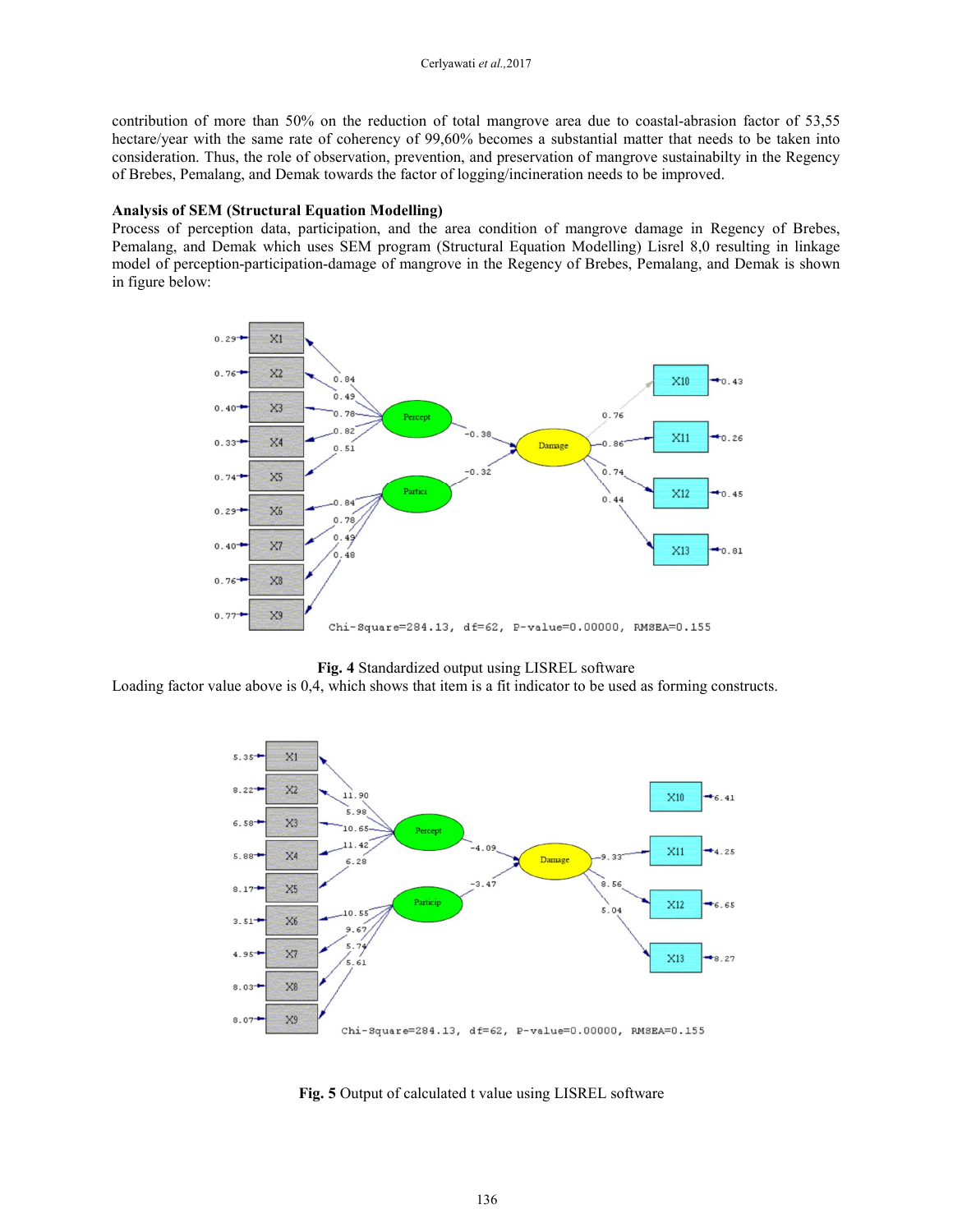contribution of more than 50% on the reduction of total mangrove area due to coastal-abrasion factor of 53,55 hectare/year with the same rate of coherency of 99,60% becomes a substantial matter that needs to be taken into consideration. Thus, the role of observation, prevention, and preservation of mangrove sustainabilty in the Regency of Brebes, Pemalang, and Demak towards the factor of logging/incineration needs to be improved.

**Analysis of SEM (Structural Equation Modelling)**

Process of perception data, participation, and the area condition of mangrove damage in Regency of Brebes, Pemalang, and Demak which uses SEM program (Structural Equation Modelling) Lisrel 8,0 resulting in linkage model of perception-participation-damage of mangrove in the Regency of Brebes, Pemalang, and Demak is shown in figure below:

**Fig. 4** Standardized output using LISREL software

Loading factor value above is 0,4, which shows that item is a fit indicator to be used as forming constructs.

**Fig. 5** Output of calculated t value using LISREL software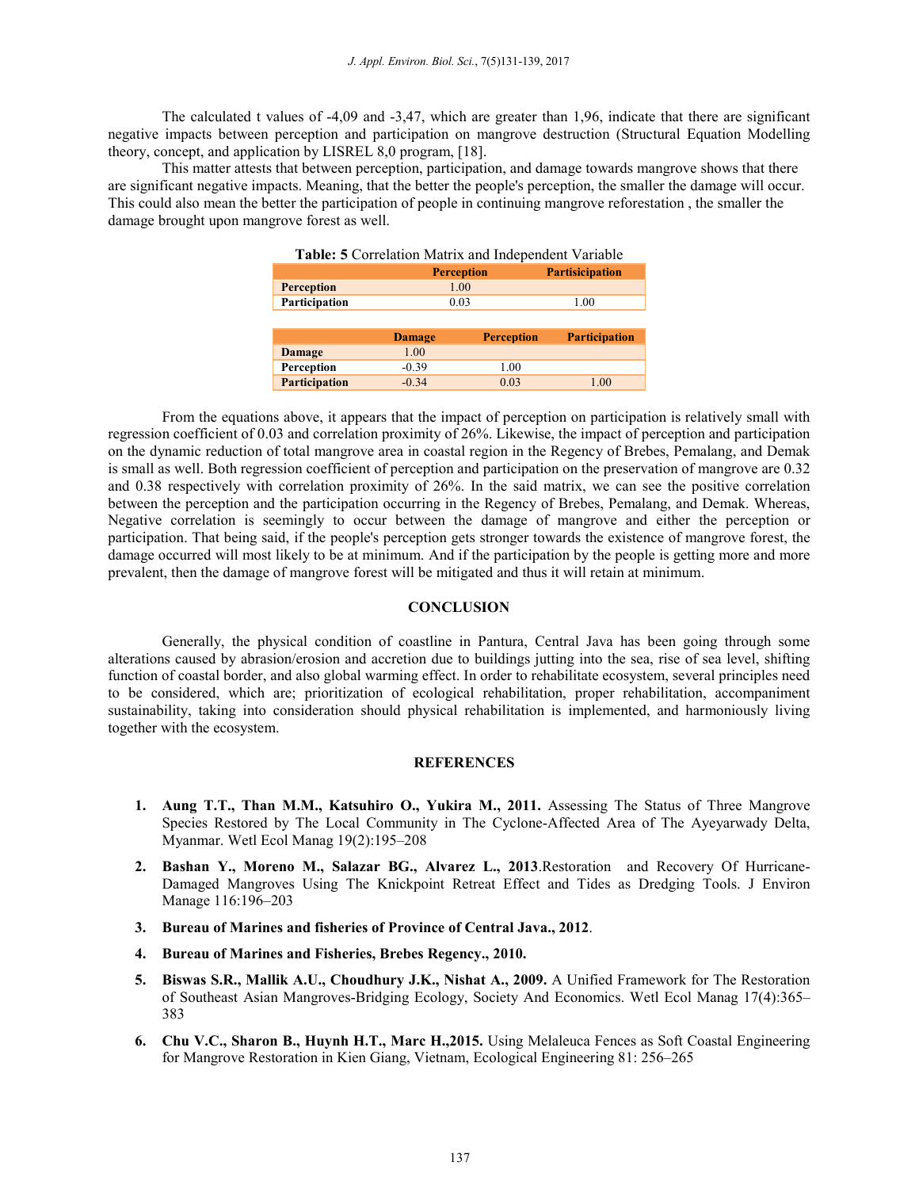The calculated t values of -4,09 and -3,47, which are greater than 1,96, indicate that there are significant negative impacts between perception and participation on mangrove destruction (Structural Equation Modelling theory, concept, and application by LISREL 8,0 program, [18].

This matter attests that between perception, participation, and damage towards mangrove shows that there are significant negative impacts. Meaning, that the better the people's perception, the smaller the damage will occur. This could also mean the better the participation of people in continuing mangrove reforestation , the smaller the damage brought upon mangrove forest as well.

**Table: 5** Correlation Matrix and Independent Variable

| | Perception | Partisicipation |
|---|---|---|
| **Perception** | 1.00 | |
| **Participation** | 0.03 | 1.00 |

| | Damage | Perception | Participation |
|---|---|---|---|
| **Damage** | 1.00 | | |
| **Perception** | -0.39 | 1.00 | |
| **Participation** | -0.34 | 0.03 | 1.00 |

From the equations above, it appears that the impact of perception on participation is relatively small with regression coefficient of 0.03 and correlation proximity of 26%. Likewise, the impact of perception and participation on the dynamic reduction of total mangrove area in coastal region in the Regency of Brebes, Pemalang, and Demak is small as well. Both regression coefficient of perception and participation on the preservation of mangrove are 0.32 and 0.38 respectively with correlation proximity of 26%. In the said matrix, we can see the positive correlation between the perception and the participation occurring in the Regency of Brebes, Pemalang, and Demak. Whereas, Negative correlation is seemingly to occur between the damage of mangrove and either the perception or participation. That being said, if the people's perception gets stronger towards the existence of mangrove forest, the damage occurred will most likely to be at minimum. And if the participation by the people is getting more and more prevalent, then the damage of mangrove forest will be mitigated and thus it will retain at minimum.

## CONCLUSION

Generally, the physical condition of coastline in Pantura, Central Java has been going through some alterations caused by abrasion/erosion and accretion due to buildings jutting into the sea, rise of sea level, shifting function of coastal border, and also global warming effect. In order to rehabilitate ecosystem, several principles need to be considered, which are; prioritization of ecological rehabilitation, proper rehabilitation, accompaniment sustainability, taking into consideration should physical rehabilitation is implemented, and harmoniously living together with the ecosystem.

## REFERENCES

1. **Aung T.T., Than M.M., Katsuhiro O., Yukira M., 2011.** Assessing The Status of Three Mangrove Species Restored by The Local Community in The Cyclone-Affected Area of The Ayeyarwady Delta, Myanmar. Wetl Ecol Manag 19(2):195–208
2. **Bashan Y., Moreno M., Salazar BG., Alvarez L., 2013**.Restoration and Recovery Of Hurricane-Damaged Mangroves Using The Knickpoint Retreat Effect and Tides as Dredging Tools. J Environ Manage 116:196–203
3. **Bureau of Marines and fisheries of Province of Central Java., 2012**.
4. **Bureau of Marines and Fisheries, Brebes Regency., 2010.**
5. **Biswas S.R., Mallik A.U., Choudhury J.K., Nishat A., 2009.** A Unified Framework for The Restoration of Southeast Asian Mangroves-Bridging Ecology, Society And Economics. Wetl Ecol Manag 17(4):365–383
6. **Chu V.C., Sharon B., Huynh H.T., Marc H.,2015.** Using Melaleuca Fences as Soft Coastal Engineering for Mangrove Restoration in Kien Giang, Vietnam, Ecological Engineering 81: 256–265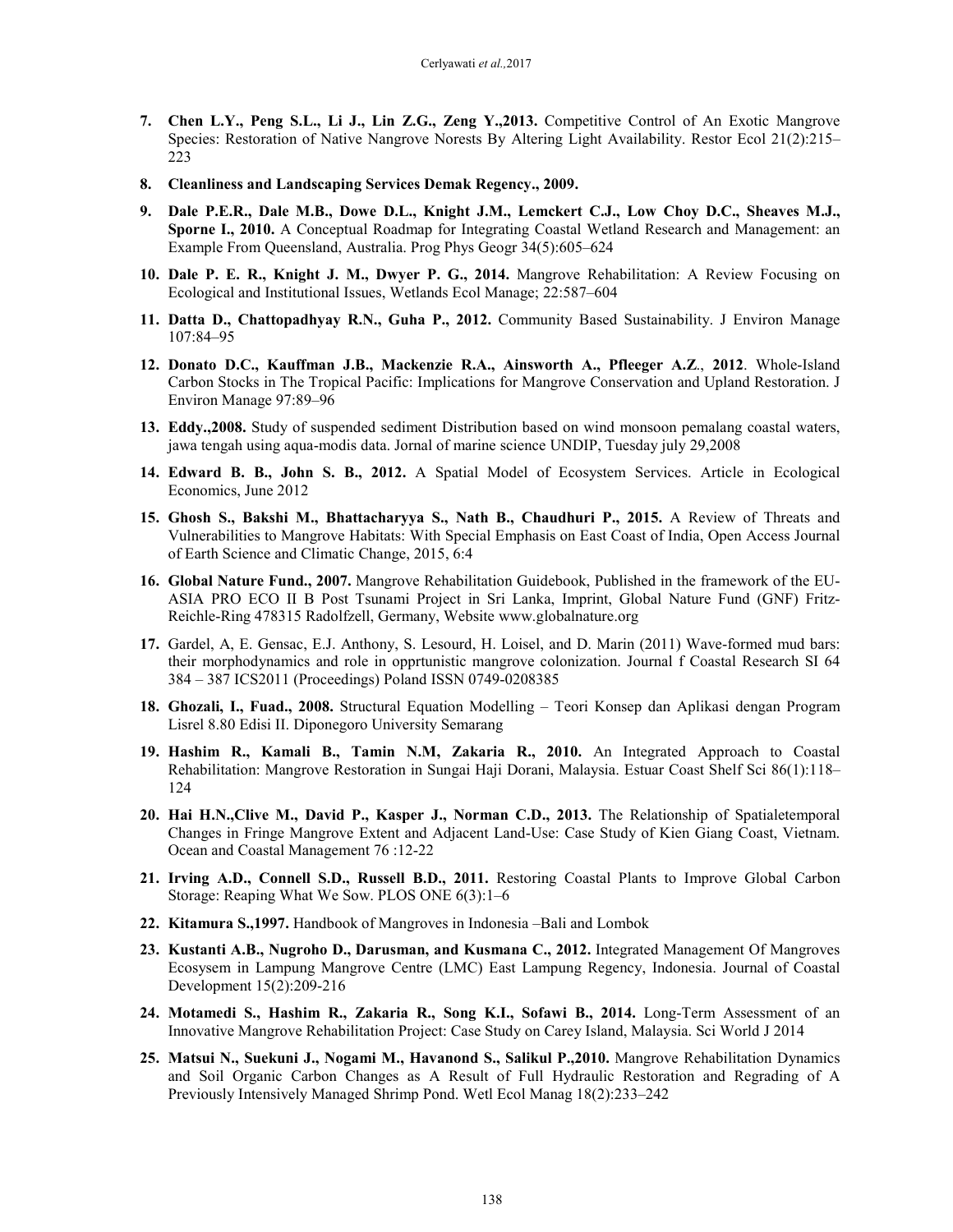7. **Chen L.Y., Peng S.L., Li J., Lin Z.G., Zeng Y.,2013.** Competitive Control of An Exotic Mangrove Species: Restoration of Native Nangrove Norests By Altering Light Availability. Restor Ecol 21(2):215–223

8. **Cleanliness and Landscaping Services Demak Regency., 2009.**

9. **Dale P.E.R., Dale M.B., Dowe D.L., Knight J.M., Lemckert C.J., Low Choy D.C., Sheaves M.J., Sporne I., 2010.** A Conceptual Roadmap for Integrating Coastal Wetland Research and Management: an Example From Queensland, Australia. Prog Phys Geogr 34(5):605–624

10. **Dale P. E. R., Knight J. M., Dwyer P. G., 2014.** Mangrove Rehabilitation: A Review Focusing on Ecological and Institutional Issues, Wetlands Ecol Manage; 22:587–604

11. **Datta D., Chattopadhyay R.N., Guha P., 2012.** Community Based Sustainability. J Environ Manage 107:84–95

12. **Donato D.C., Kauffman J.B., Mackenzie R.A., Ainsworth A., Pfleeger A.Z**., **2012**. Whole-Island Carbon Stocks in The Tropical Pacific: Implications for Mangrove Conservation and Upland Restoration. J Environ Manage 97:89–96

13. **Eddy.,2008.** Study of suspended sediment Distribution based on wind monsoon pemalang coastal waters, jawa tengah using aqua-modis data. Jornal of marine science UNDIP, Tuesday july 29,2008

14. **Edward B. B., John S. B., 2012.** A Spatial Model of Ecosystem Services. Article in Ecological Economics, June 2012

15. **Ghosh S., Bakshi M., Bhattacharyya S., Nath B., Chaudhuri P., 2015.** A Review of Threats and Vulnerabilities to Mangrove Habitats: With Special Emphasis on East Coast of India, Open Access Journal of Earth Science and Climatic Change, 2015, 6:4

16. **Global Nature Fund., 2007.** Mangrove Rehabilitation Guidebook, Published in the framework of the EU-ASIA PRO ECO II B Post Tsunami Project in Sri Lanka, Imprint, Global Nature Fund (GNF) Fritz-Reichle-Ring 478315 Radolfzell, Germany, Website www.globalnature.org

17. Gardel, A, E. Gensac, E.J. Anthony, S. Lesourd, H. Loisel, and D. Marin (2011) Wave-formed mud bars: their morphodynamics and role in opprtunistic mangrove colonization. Journal f Coastal Research SI 64 384 – 387 ICS2011 (Proceedings) Poland ISSN 0749-0208385

18. **Ghozali, I., Fuad., 2008.** Structural Equation Modelling – Teori Konsep dan Aplikasi dengan Program Lisrel 8.80 Edisi II. Diponegoro University Semarang

19. **Hashim R., Kamali B., Tamin N.M, Zakaria R., 2010.** An Integrated Approach to Coastal Rehabilitation: Mangrove Restoration in Sungai Haji Dorani, Malaysia. Estuar Coast Shelf Sci 86(1):118–124

20. **Hai H.N.,Clive M., David P., Kasper J., Norman C.D., 2013.** The Relationship of Spatialetemporal Changes in Fringe Mangrove Extent and Adjacent Land-Use: Case Study of Kien Giang Coast, Vietnam. Ocean and Coastal Management 76 :12-22

21. **Irving A.D., Connell S.D., Russell B.D., 2011.** Restoring Coastal Plants to Improve Global Carbon Storage: Reaping What We Sow. PLOS ONE 6(3):1–6

22. **Kitamura S.,1997.** Handbook of Mangroves in Indonesia –Bali and Lombok

23. **Kustanti A.B., Nugroho D., Darusman, and Kusmana C., 2012.** Integrated Management Of Mangroves Ecosysem in Lampung Mangrove Centre (LMC) East Lampung Regency, Indonesia. Journal of Coastal Development 15(2):209-216

24. **Motamedi S., Hashim R., Zakaria R., Song K.I., Sofawi B., 2014.** Long-Term Assessment of an Innovative Mangrove Rehabilitation Project: Case Study on Carey Island, Malaysia. Sci World J 2014

25. **Matsui N., Suekuni J., Nogami M., Havanond S., Salikul P.,2010.** Mangrove Rehabilitation Dynamics and Soil Organic Carbon Changes as A Result of Full Hydraulic Restoration and Regrading of A Previously Intensively Managed Shrimp Pond. Wetl Ecol Manag 18(2):233–242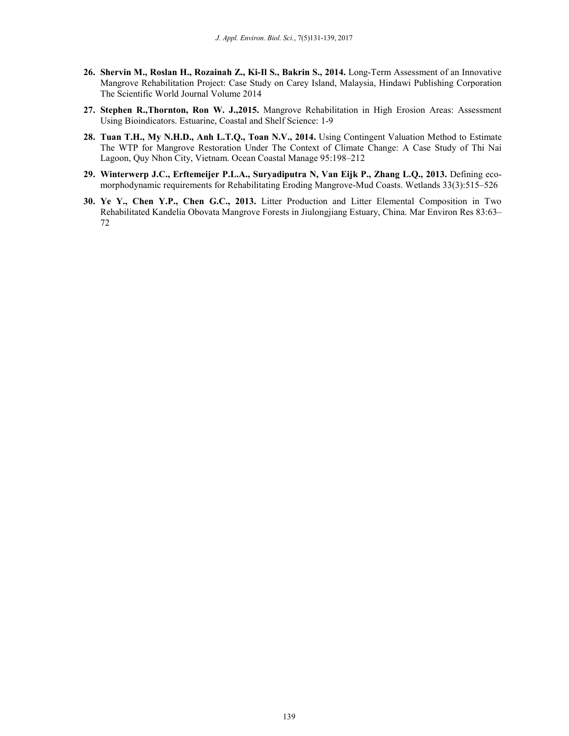26. **Shervin M., Roslan H., Rozainah Z., Ki-Il S., Bakrin S., 2014.** Long-Term Assessment of an Innovative Mangrove Rehabilitation Project: Case Study on Carey Island, Malaysia, Hindawi Publishing Corporation The Scientific World Journal Volume 2014

27. **Stephen R.,Thornton, Ron W. J.,2015.** Mangrove Rehabilitation in High Erosion Areas: Assessment Using Bioindicators. Estuarine, Coastal and Shelf Science: 1-9

28. **Tuan T.H., My N.H.D., Anh L.T.Q., Toan N.V., 2014.** Using Contingent Valuation Method to Estimate The WTP for Mangrove Restoration Under The Context of Climate Change: A Case Study of Thi Nai Lagoon, Quy Nhon City, Vietnam. Ocean Coastal Manage 95:198–212

29. **Winterwerp J.C., Erftemeijer P.L.A., Suryadiputra N, Van Eijk P., Zhang L.Q., 2013.** Defining eco-morphodynamic requirements for Rehabilitating Eroding Mangrove-Mud Coasts. Wetlands 33(3):515–526

30. **Ye Y., Chen Y.P., Chen G.C., 2013.** Litter Production and Litter Elemental Composition in Two Rehabilitated Kandelia Obovata Mangrove Forests in Jiulongjiang Estuary, China. Mar Environ Res 83:63–72